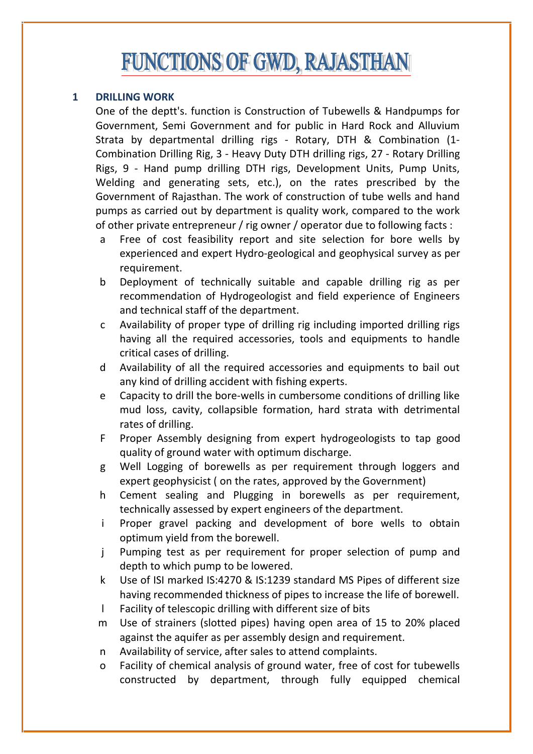# FUNCTIONS OF GWD, RAJASTHAN

**1 DRILLING WORK**

One of the deptt's. function is Construction of Tubewells & Handpumps for Government, Semi Government and for public in Hard Rock and Alluvium Strata by departmental drilling rigs - Rotary, DTH & Combination (1- Combination Drilling Rig, 3 - Heavy Duty DTH drilling rigs, 27 - Rotary Drilling Rigs, 9 - Hand pump drilling DTH rigs, Development Units, Pump Units, Welding and generating sets, etc.), on the rates prescribed by the Government of Rajasthan. The work of construction of tube wells and hand pumps as carried out by department is quality work, compared to the work of other private entrepreneur / rig owner / operator due to following facts :

- a Free of cost feasibility report and site selection for bore wells by experienced and expert Hydro-geological and geophysical survey as per requirement.
- b Deployment of technically suitable and capable drilling rig as per recommendation of Hydrogeologist and field experience of Engineers and technical staff of the department.
- c Availability of proper type of drilling rig including imported drilling rigs having all the required accessories, tools and equipments to handle critical cases of drilling.
- d Availability of all the required accessories and equipments to bail out any kind of drilling accident with fishing experts.
- e Capacity to drill the bore-wells in cumbersome conditions of drilling like mud loss, cavity, collapsible formation, hard strata with detrimental rates of drilling.
- F Proper Assembly designing from expert hydrogeologists to tap good quality of ground water with optimum discharge.
- g Well Logging of borewells as per requirement through loggers and expert geophysicist ( on the rates, approved by the Government)
- h Cement sealing and Plugging in borewells as per requirement, technically assessed by expert engineers of the department.
- i Proper gravel packing and development of bore wells to obtain optimum yield from the borewell.
- j Pumping test as per requirement for proper selection of pump and depth to which pump to be lowered.
- k Use of ISI marked IS:4270 & IS:1239 standard MS Pipes of different size having recommended thickness of pipes to increase the life of borewell.
- l Facility of telescopic drilling with different size of bits
- m Use of strainers (slotted pipes) having open area of 15 to 20% placed against the aquifer as per assembly design and requirement.
- n Availability of service, after sales to attend complaints.
- o Facility of chemical analysis of ground water, free of cost for tubewells constructed by department, through fully equipped chemical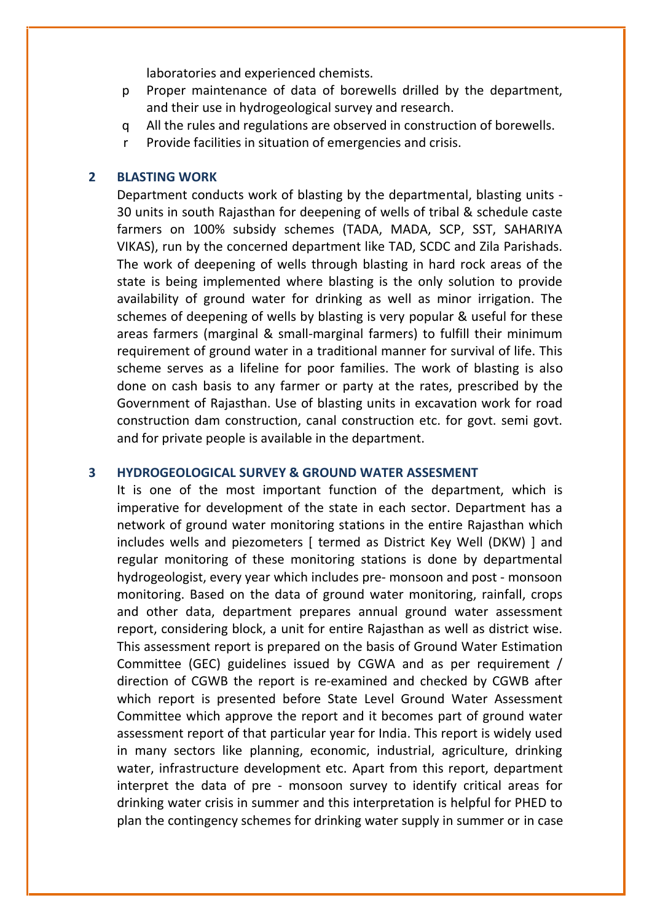laboratories and experienced chemists.

p Proper maintenance of data of borewells drilled by the department, and their use in hydrogeological survey and research.

q All the rules and regulations are observed in construction of borewells.

r Provide facilities in situation of emergencies and crisis.

## 2 BLASTING WORK

Department conducts work of blasting by the departmental, blasting units - 30 units in south Rajasthan for deepening of wells of tribal & schedule caste farmers on 100% subsidy schemes (TADA, MADA, SCP, SST, SAHARIYA VIKAS), run by the concerned department like TAD, SCDC and Zila Parishads. The work of deepening of wells through blasting in hard rock areas of the state is being implemented where blasting is the only solution to provide availability of ground water for drinking as well as minor irrigation. The schemes of deepening of wells by blasting is very popular & useful for these areas farmers (marginal & small-marginal farmers) to fulfill their minimum requirement of ground water in a traditional manner for survival of life. This scheme serves as a lifeline for poor families. The work of blasting is also done on cash basis to any farmer or party at the rates, prescribed by the Government of Rajasthan. Use of blasting units in excavation work for road construction dam construction, canal construction etc. for govt. semi govt. and for private people is available in the department.

## 3 HYDROGEOLOGICAL SURVEY & GROUND WATER ASSESMENT

It is one of the most important function of the department, which is imperative for development of the state in each sector. Department has a network of ground water monitoring stations in the entire Rajasthan which includes wells and piezometers [ termed as District Key Well (DKW) ] and regular monitoring of these monitoring stations is done by departmental hydrogeologist, every year which includes pre- monsoon and post - monsoon monitoring. Based on the data of ground water monitoring, rainfall, crops and other data, department prepares annual ground water assessment report, considering block, a unit for entire Rajasthan as well as district wise. This assessment report is prepared on the basis of Ground Water Estimation Committee (GEC) guidelines issued by CGWA and as per requirement / direction of CGWB the report is re-examined and checked by CGWB after which report is presented before State Level Ground Water Assessment Committee which approve the report and it becomes part of ground water assessment report of that particular year for India. This report is widely used in many sectors like planning, economic, industrial, agriculture, drinking water, infrastructure development etc. Apart from this report, department interpret the data of pre - monsoon survey to identify critical areas for drinking water crisis in summer and this interpretation is helpful for PHED to plan the contingency schemes for drinking water supply in summer or in case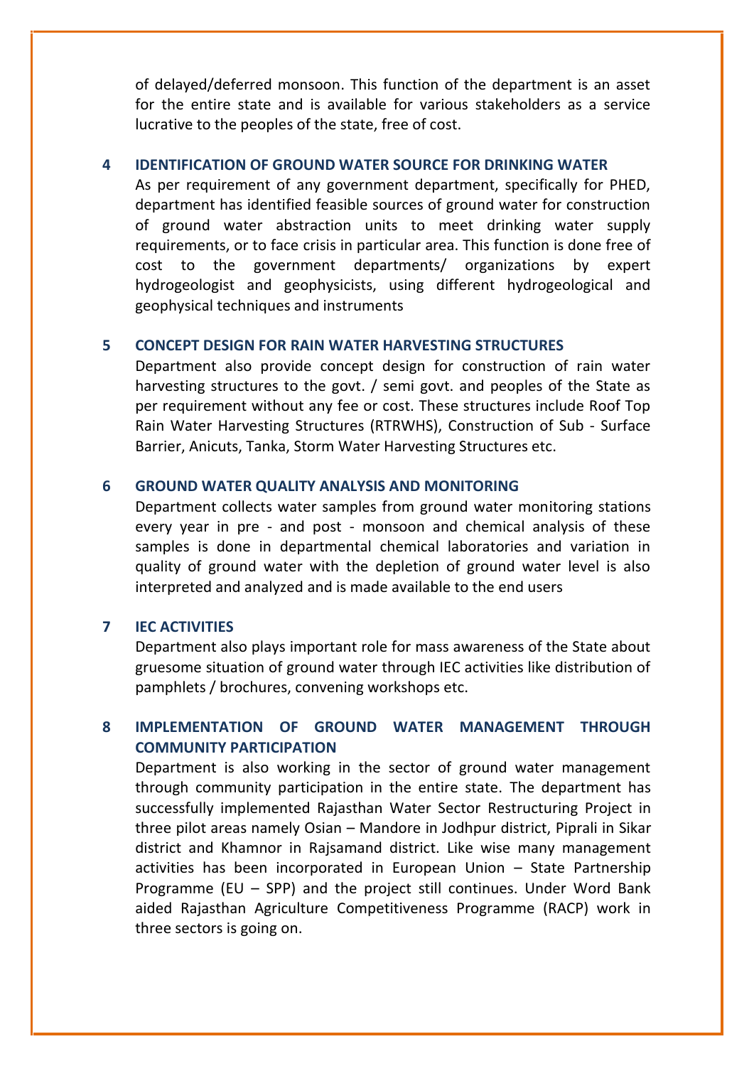of delayed/deferred monsoon. This function of the department is an asset for the entire state and is available for various stakeholders as a service lucrative to the peoples of the state, free of cost.

## 4 IDENTIFICATION OF GROUND WATER SOURCE FOR DRINKING WATER

As per requirement of any government department, specifically for PHED, department has identified feasible sources of ground water for construction of ground water abstraction units to meet drinking water supply requirements, or to face crisis in particular area. This function is done free of cost to the government departments/ organizations by expert hydrogeologist and geophysicists, using different hydrogeological and geophysical techniques and instruments

## 5 CONCEPT DESIGN FOR RAIN WATER HARVESTING STRUCTURES

Department also provide concept design for construction of rain water harvesting structures to the govt. / semi govt. and peoples of the State as per requirement without any fee or cost. These structures include Roof Top Rain Water Harvesting Structures (RTRWHS), Construction of Sub - Surface Barrier, Anicuts, Tanka, Storm Water Harvesting Structures etc.

## 6 GROUND WATER QUALITY ANALYSIS AND MONITORING

Department collects water samples from ground water monitoring stations every year in pre - and post - monsoon and chemical analysis of these samples is done in departmental chemical laboratories and variation in quality of ground water with the depletion of ground water level is also interpreted and analyzed and is made available to the end users

## 7 IEC ACTIVITIES

Department also plays important role for mass awareness of the State about gruesome situation of ground water through IEC activities like distribution of pamphlets / brochures, convening workshops etc.

## 8 IMPLEMENTATION OF GROUND WATER MANAGEMENT THROUGH COMMUNITY PARTICIPATION

Department is also working in the sector of ground water management through community participation in the entire state. The department has successfully implemented Rajasthan Water Sector Restructuring Project in three pilot areas namely Osian – Mandore in Jodhpur district, Piprali in Sikar district and Khamnor in Rajsamand district. Like wise many management activities has been incorporated in European Union – State Partnership Programme (EU – SPP) and the project still continues. Under Word Bank aided Rajasthan Agriculture Competitiveness Programme (RACP) work in three sectors is going on.